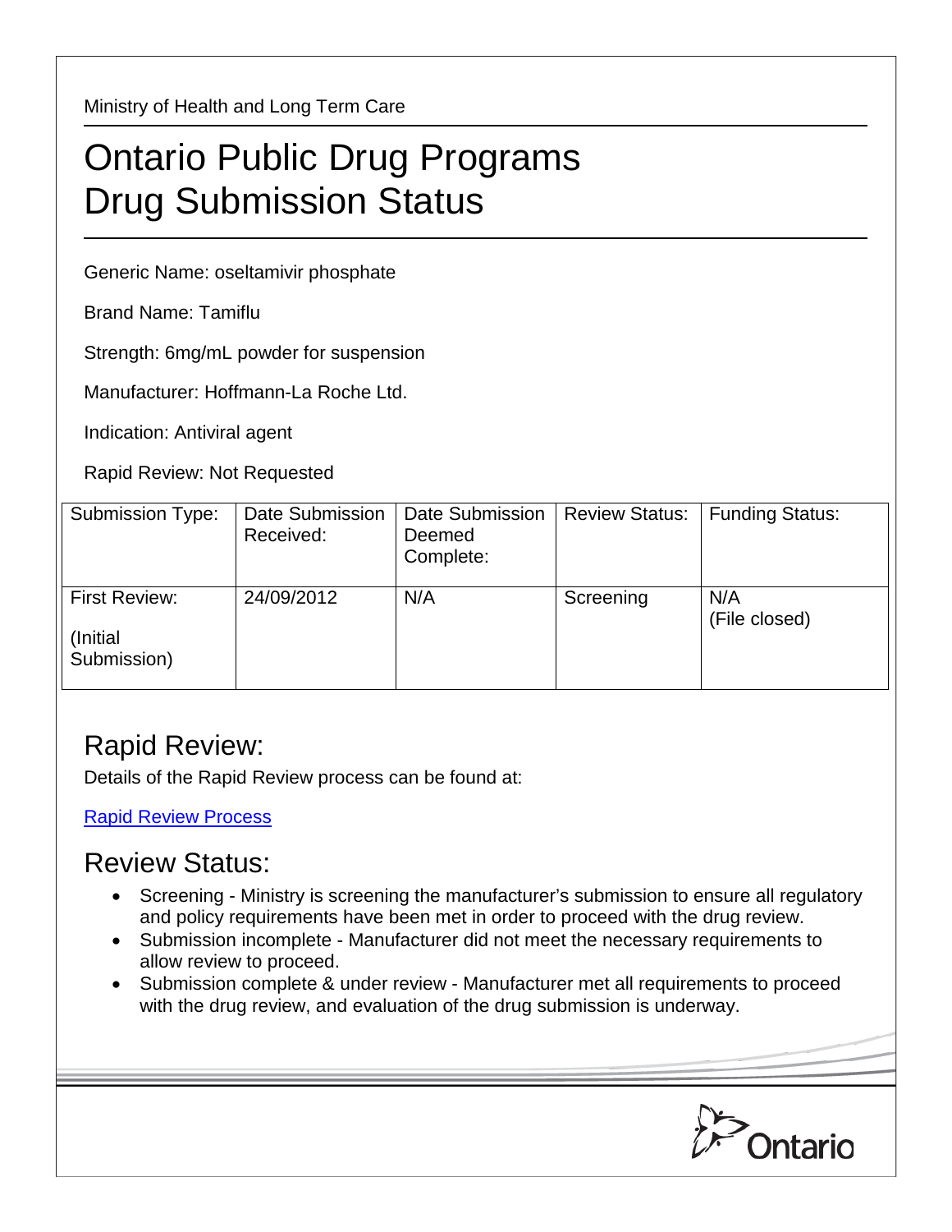Ministry of Health and Long Term Care

# Ontario Public Drug Programs Drug Submission Status

Generic Name: oseltamivir phosphate

Brand Name: Tamiflu

Strength: 6mg/mL powder for suspension

Manufacturer: Hoffmann-La Roche Ltd.

Indication: Antiviral agent

Rapid Review: Not Requested

| Submission Type: | Date Submission Received: | Date Submission Deemed Complete: | Review Status: | Funding Status: |
|---|---|---|---|---|
| First Review: (Initial Submission) | 24/09/2012 | N/A | Screening | N/A (File closed) |

## Rapid Review:

Details of the Rapid Review process can be found at:

[Rapid Review Process]

## Review Status:

- Screening - Ministry is screening the manufacturer's submission to ensure all regulatory and policy requirements have been met in order to proceed with the drug review.
- Submission incomplete - Manufacturer did not meet the necessary requirements to allow review to proceed.
- Submission complete & under review - Manufacturer met all requirements to proceed with the drug review, and evaluation of the drug submission is underway.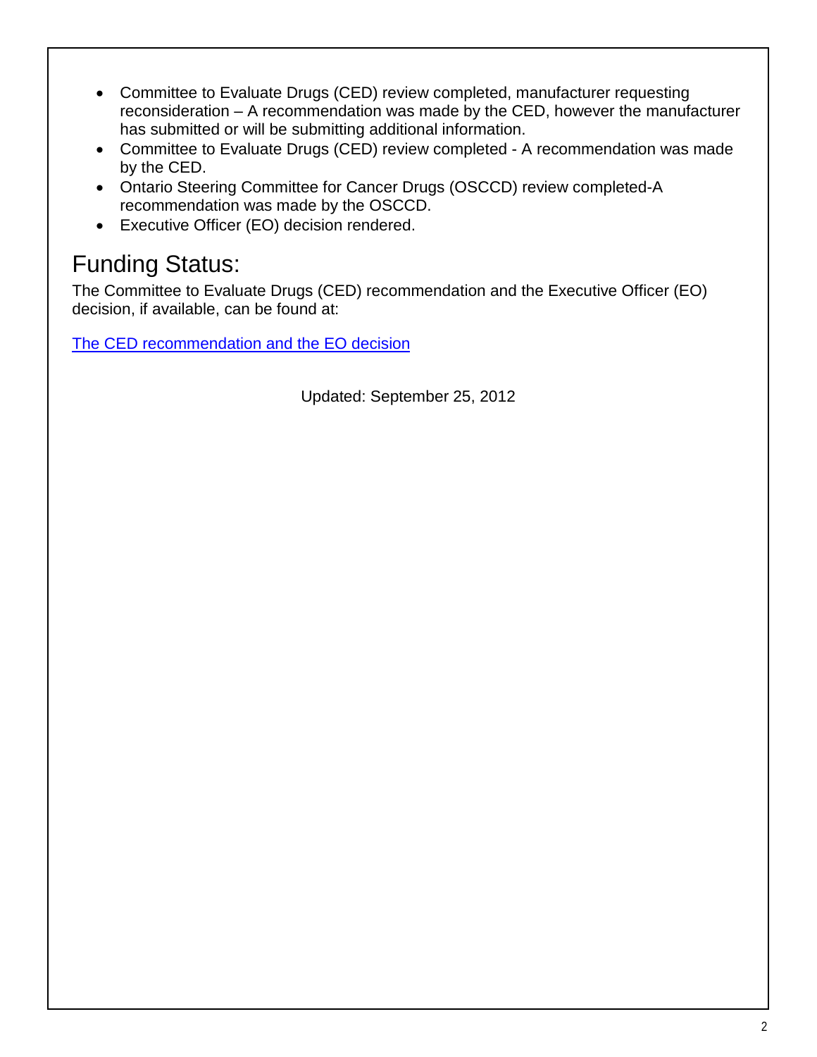- Committee to Evaluate Drugs (CED) review completed, manufacturer requesting reconsideration – A recommendation was made by the CED, however the manufacturer has submitted or will be submitting additional information.
- Committee to Evaluate Drugs (CED) review completed - A recommendation was made by the CED.
- Ontario Steering Committee for Cancer Drugs (OSCCD) review completed-A recommendation was made by the OSCCD.
- Executive Officer (EO) decision rendered.

# Funding Status:

The Committee to Evaluate Drugs (CED) recommendation and the Executive Officer (EO) decision, if available, can be found at:

The CED recommendation and the EO decision

Updated: September 25, 2012